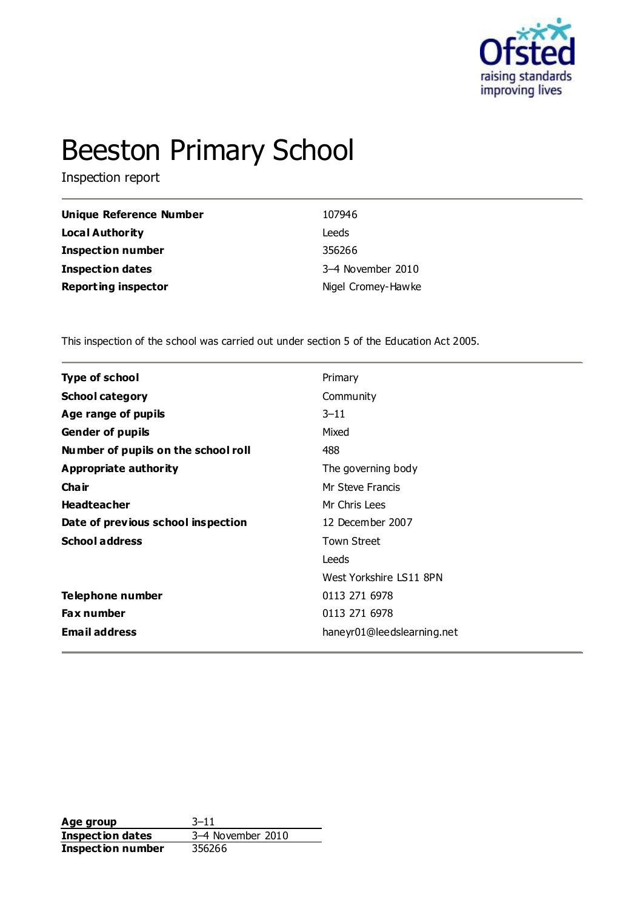# Beeston Primary School

Inspection report

| | |
|---|---|
| **Unique Reference Number** | 107946 |
| **Local Authority** | Leeds |
| **Inspection number** | 356266 |
| **Inspection dates** | 3–4 November 2010 |
| **Reporting inspector** | Nigel Cromey-Hawke |

This inspection of the school was carried out under section 5 of the Education Act 2005.

| | |
|---|---|
| **Type of school** | Primary |
| **School category** | Community |
| **Age range of pupils** | 3–11 |
| **Gender of pupils** | Mixed |
| **Number of pupils on the school roll** | 488 |
| **Appropriate authority** | The governing body |
| **Chair** | Mr Steve Francis |
| **Headteacher** | Mr Chris Lees |
| **Date of previous school inspection** | 12 December 2007 |
| **School address** | Town Street<br>Leeds<br>West Yorkshire LS11 8PN |
| **Telephone number** | 0113 271 6978 |
| **Fax number** | 0113 271 6978 |
| **Email address** | haneyr01@leedslearning.net |

| | |
|---|---|
| **Age group** | 3–11 |
| **Inspection dates** | 3–4 November 2010 |
| **Inspection number** | 356266 |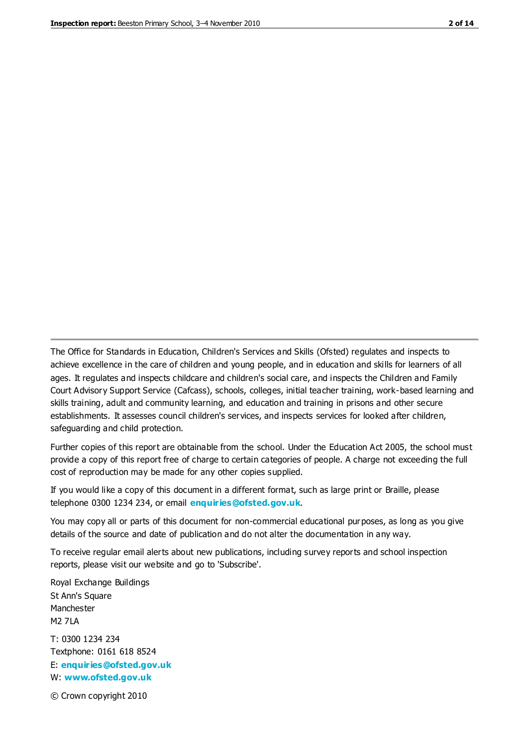The Office for Standards in Education, Children's Services and Skills (Ofsted) regulates and inspects to achieve excellence in the care of children and young people, and in education and skills for learners of all ages. It regulates and inspects childcare and children's social care, and inspects the Children and Family Court Advisory Support Service (Cafcass), schools, colleges, initial teacher training, work-based learning and skills training, adult and community learning, and education and training in prisons and other secure establishments. It assesses council children's services, and inspects services for looked after children, safeguarding and child protection.

Further copies of this report are obtainable from the school. Under the Education Act 2005, the school must provide a copy of this report free of charge to certain categories of people. A charge not exceeding the full cost of reproduction may be made for any other copies supplied.

If you would like a copy of this document in a different format, such as large print or Braille, please telephone 0300 1234 234, or email **enquiries@ofsted.gov.uk**.

You may copy all or parts of this document for non-commercial educational purposes, as long as you give details of the source and date of publication and do not alter the documentation in any way.

To receive regular email alerts about new publications, including survey reports and school inspection reports, please visit our website and go to 'Subscribe'.

Royal Exchange Buildings
St Ann's Square
Manchester
M2 7LA

T: 0300 1234 234
Textphone: 0161 618 8524
E: **enquiries@ofsted.gov.uk**
W: **www.ofsted.gov.uk**

© Crown copyright 2010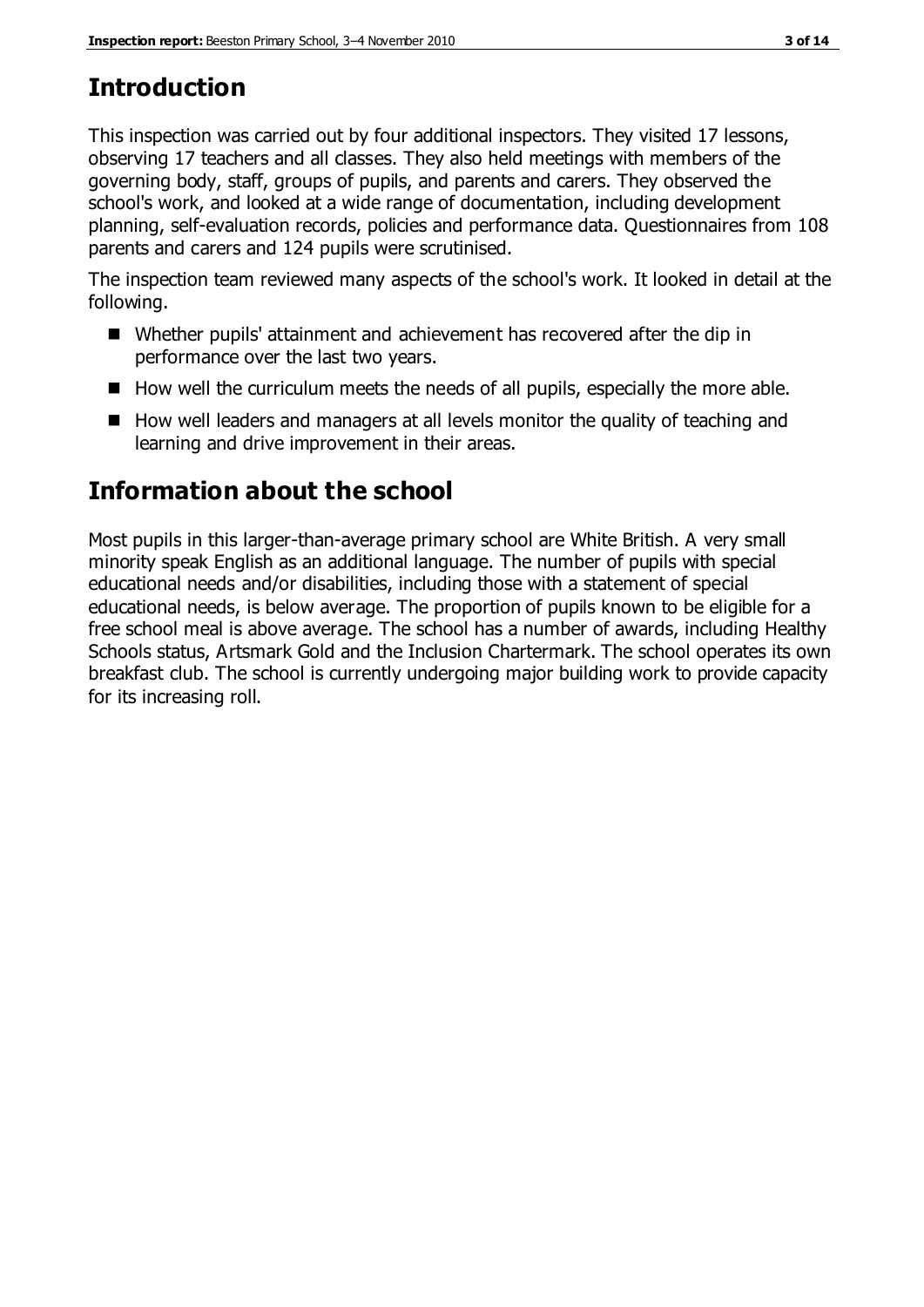# Introduction

This inspection was carried out by four additional inspectors. They visited 17 lessons, observing 17 teachers and all classes. They also held meetings with members of the governing body, staff, groups of pupils, and parents and carers. They observed the school's work, and looked at a wide range of documentation, including development planning, self-evaluation records, policies and performance data. Questionnaires from 108 parents and carers and 124 pupils were scrutinised.

The inspection team reviewed many aspects of the school's work. It looked in detail at the following.

- Whether pupils' attainment and achievement has recovered after the dip in performance over the last two years.
- How well the curriculum meets the needs of all pupils, especially the more able.
- How well leaders and managers at all levels monitor the quality of teaching and learning and drive improvement in their areas.

# Information about the school

Most pupils in this larger-than-average primary school are White British. A very small minority speak English as an additional language. The number of pupils with special educational needs and/or disabilities, including those with a statement of special educational needs, is below average. The proportion of pupils known to be eligible for a free school meal is above average. The school has a number of awards, including Healthy Schools status, Artsmark Gold and the Inclusion Chartermark. The school operates its own breakfast club. The school is currently undergoing major building work to provide capacity for its increasing roll.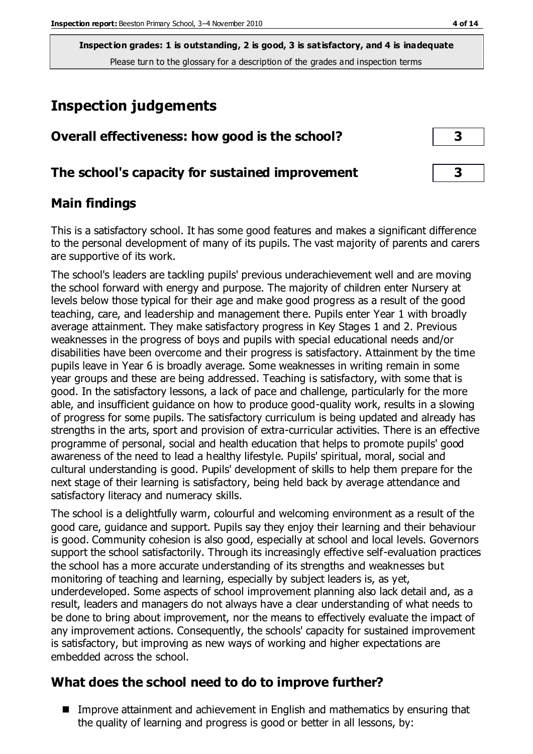**Inspection grades: 1 is outstanding, 2 is good, 3 is satisfactory, and 4 is inadequate**
Please turn to the glossary for a description of the grades and inspection terms

# Inspection judgements

| | |
|---|---|
| **Overall effectiveness: how good is the school?** | **3** |
| **The school's capacity for sustained improvement** | **3** |

## Main findings

This is a satisfactory school. It has some good features and makes a significant difference to the personal development of many of its pupils. The vast majority of parents and carers are supportive of its work.

The school's leaders are tackling pupils' previous underachievement well and are moving the school forward with energy and purpose. The majority of children enter Nursery at levels below those typical for their age and make good progress as a result of the good teaching, care, and leadership and management there. Pupils enter Year 1 with broadly average attainment. They make satisfactory progress in Key Stages 1 and 2. Previous weaknesses in the progress of boys and pupils with special educational needs and/or disabilities have been overcome and their progress is satisfactory. Attainment by the time pupils leave in Year 6 is broadly average. Some weaknesses in writing remain in some year groups and these are being addressed. Teaching is satisfactory, with some that is good. In the satisfactory lessons, a lack of pace and challenge, particularly for the more able, and insufficient guidance on how to produce good-quality work, results in a slowing of progress for some pupils. The satisfactory curriculum is being updated and already has strengths in the arts, sport and provision of extra-curricular activities. There is an effective programme of personal, social and health education that helps to promote pupils' good awareness of the need to lead a healthy lifestyle. Pupils' spiritual, moral, social and cultural understanding is good. Pupils' development of skills to help them prepare for the next stage of their learning is satisfactory, being held back by average attendance and satisfactory literacy and numeracy skills.

The school is a delightfully warm, colourful and welcoming environment as a result of the good care, guidance and support. Pupils say they enjoy their learning and their behaviour is good. Community cohesion is also good, especially at school and local levels. Governors support the school satisfactorily. Through its increasingly effective self-evaluation practices the school has a more accurate understanding of its strengths and weaknesses but monitoring of teaching and learning, especially by subject leaders is, as yet, underdeveloped. Some aspects of school improvement planning also lack detail and, as a result, leaders and managers do not always have a clear understanding of what needs to be done to bring about improvement, nor the means to effectively evaluate the impact of any improvement actions. Consequently, the schools' capacity for sustained improvement is satisfactory, but improving as new ways of working and higher expectations are embedded across the school.

## What does the school need to do to improve further?

- Improve attainment and achievement in English and mathematics by ensuring that the quality of learning and progress is good or better in all lessons, by: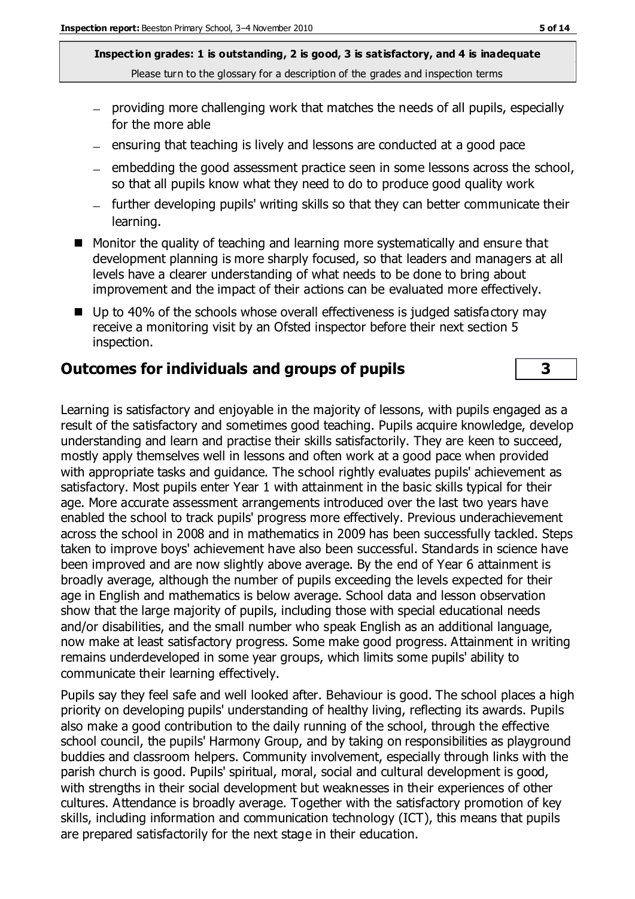- providing more challenging work that matches the needs of all pupils, especially for the more able
- ensuring that teaching is lively and lessons are conducted at a good pace
- embedding the good assessment practice seen in some lessons across the school, so that all pupils know what they need to do to produce good quality work
- further developing pupils' writing skills so that they can better communicate their learning.

■ Monitor the quality of teaching and learning more systematically and ensure that development planning is more sharply focused, so that leaders and managers at all levels have a clearer understanding of what needs to be done to bring about improvement and the impact of their actions can be evaluated more effectively.

■ Up to 40% of the schools whose overall effectiveness is judged satisfactory may receive a monitoring visit by an Ofsted inspector before their next section 5 inspection.

## Outcomes for individuals and groups of pupils | 3

Learning is satisfactory and enjoyable in the majority of lessons, with pupils engaged as a result of the satisfactory and sometimes good teaching. Pupils acquire knowledge, develop understanding and learn and practise their skills satisfactorily. They are keen to succeed, mostly apply themselves well in lessons and often work at a good pace when provided with appropriate tasks and guidance. The school rightly evaluates pupils' achievement as satisfactory. Most pupils enter Year 1 with attainment in the basic skills typical for their age. More accurate assessment arrangements introduced over the last two years have enabled the school to track pupils' progress more effectively. Previous underachievement across the school in 2008 and in mathematics in 2009 has been successfully tackled. Steps taken to improve boys' achievement have also been successful. Standards in science have been improved and are now slightly above average. By the end of Year 6 attainment is broadly average, although the number of pupils exceeding the levels expected for their age in English and mathematics is below average. School data and lesson observation show that the large majority of pupils, including those with special educational needs and/or disabilities, and the small number who speak English as an additional language, now make at least satisfactory progress. Some make good progress. Attainment in writing remains underdeveloped in some year groups, which limits some pupils' ability to communicate their learning effectively.

Pupils say they feel safe and well looked after. Behaviour is good. The school places a high priority on developing pupils' understanding of healthy living, reflecting its awards. Pupils also make a good contribution to the daily running of the school, through the effective school council, the pupils' Harmony Group, and by taking on responsibilities as playground buddies and classroom helpers. Community involvement, especially through links with the parish church is good. Pupils' spiritual, moral, social and cultural development is good, with strengths in their social development but weaknesses in their experiences of other cultures. Attendance is broadly average. Together with the satisfactory promotion of key skills, including information and communication technology (ICT), this means that pupils are prepared satisfactorily for the next stage in their education.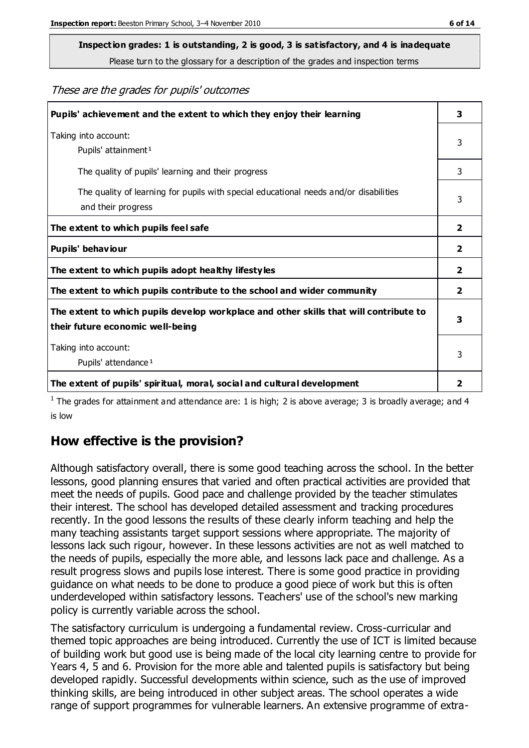**Inspection grades: 1 is outstanding, 2 is good, 3 is satisfactory, and 4 is inadequate**
Please turn to the glossary for a description of the grades and inspection terms

*These are the grades for pupils' outcomes*

| | |
|---|---|
| **Pupils' achievement and the extent to which they enjoy their learning** | **3** |
| Taking into account: Pupils' attainment [1] | 3 |
| The quality of pupils' learning and their progress | 3 |
| The quality of learning for pupils with special educational needs and/or disabilities and their progress | 3 |
| **The extent to which pupils feel safe** | **2** |
| **Pupils' behaviour** | **2** |
| **The extent to which pupils adopt healthy lifestyles** | **2** |
| **The extent to which pupils contribute to the school and wider community** | **2** |
| **The extent to which pupils develop workplace and other skills that will contribute to their future economic well-being** | **3** |
| Taking into account: Pupils' attendance [1] | 3 |
| **The extent of pupils' spiritual, moral, social and cultural development** | **2** |

[1] The grades for attainment and attendance are: 1 is high; 2 is above average; 3 is broadly average; and 4 is low

## How effective is the provision?

Although satisfactory overall, there is some good teaching across the school. In the better lessons, good planning ensures that varied and often practical activities are provided that meet the needs of pupils. Good pace and challenge provided by the teacher stimulates their interest. The school has developed detailed assessment and tracking procedures recently. In the good lessons the results of these clearly inform teaching and help the many teaching assistants target support sessions where appropriate. The majority of lessons lack such rigour, however. In these lessons activities are not as well matched to the needs of pupils, especially the more able, and lessons lack pace and challenge. As a result progress slows and pupils lose interest. There is some good practice in providing guidance on what needs to be done to produce a good piece of work but this is often underdeveloped within satisfactory lessons. Teachers' use of the school's new marking policy is currently variable across the school.

The satisfactory curriculum is undergoing a fundamental review. Cross-curricular and themed topic approaches are being introduced. Currently the use of ICT is limited because of building work but good use is being made of the local city learning centre to provide for Years 4, 5 and 6. Provision for the more able and talented pupils is satisfactory but being developed rapidly. Successful developments within science, such as the use of improved thinking skills, are being introduced in other subject areas. The school operates a wide range of support programmes for vulnerable learners. An extensive programme of extra-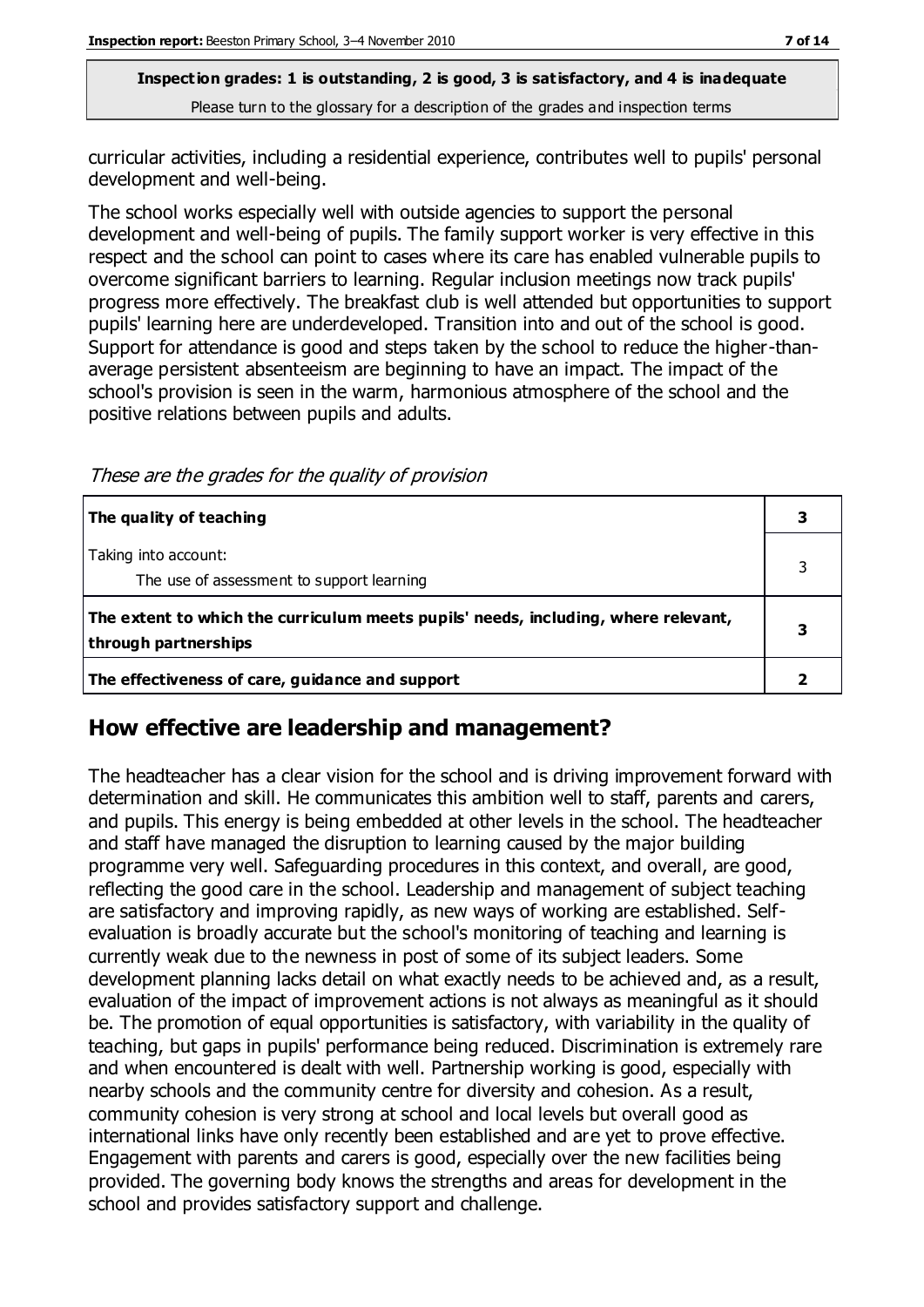**Inspection grades: 1 is outstanding, 2 is good, 3 is satisfactory, and 4 is inadequate**
Please turn to the glossary for a description of the grades and inspection terms

curricular activities, including a residential experience, contributes well to pupils' personal development and well-being.

The school works especially well with outside agencies to support the personal development and well-being of pupils. The family support worker is very effective in this respect and the school can point to cases where its care has enabled vulnerable pupils to overcome significant barriers to learning. Regular inclusion meetings now track pupils' progress more effectively. The breakfast club is well attended but opportunities to support pupils' learning here are underdeveloped. Transition into and out of the school is good. Support for attendance is good and steps taken by the school to reduce the higher-than-average persistent absenteeism are beginning to have an impact. The impact of the school's provision is seen in the warm, harmonious atmosphere of the school and the positive relations between pupils and adults.

*These are the grades for the quality of provision*

| | |
|---|---|
| **The quality of teaching** | **3** |
| Taking into account:<br>The use of assessment to support learning | 3 |
| **The extent to which the curriculum meets pupils' needs, including, where relevant, through partnerships** | **3** |
| **The effectiveness of care, guidance and support** | **2** |

## How effective are leadership and management?

The headteacher has a clear vision for the school and is driving improvement forward with determination and skill. He communicates this ambition well to staff, parents and carers, and pupils. This energy is being embedded at other levels in the school. The headteacher and staff have managed the disruption to learning caused by the major building programme very well. Safeguarding procedures in this context, and overall, are good, reflecting the good care in the school. Leadership and management of subject teaching are satisfactory and improving rapidly, as new ways of working are established. Self-evaluation is broadly accurate but the school's monitoring of teaching and learning is currently weak due to the newness in post of some of its subject leaders. Some development planning lacks detail on what exactly needs to be achieved and, as a result, evaluation of the impact of improvement actions is not always as meaningful as it should be. The promotion of equal opportunities is satisfactory, with variability in the quality of teaching, but gaps in pupils' performance being reduced. Discrimination is extremely rare and when encountered is dealt with well. Partnership working is good, especially with nearby schools and the community centre for diversity and cohesion. As a result, community cohesion is very strong at school and local levels but overall good as international links have only recently been established and are yet to prove effective. Engagement with parents and carers is good, especially over the new facilities being provided. The governing body knows the strengths and areas for development in the school and provides satisfactory support and challenge.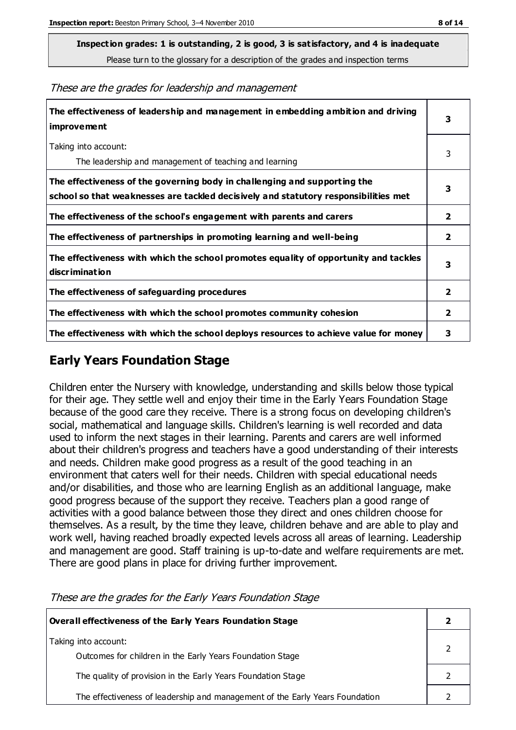**Inspection grades: 1 is outstanding, 2 is good, 3 is satisfactory, and 4 is inadequate**
Please turn to the glossary for a description of the grades and inspection terms

*These are the grades for leadership and management*

| | |
|---|---|
| **The effectiveness of leadership and management in embedding ambition and driving improvement** | **3** |
| Taking into account: The leadership and management of teaching and learning | 3 |
| **The effectiveness of the governing body in challenging and supporting the school so that weaknesses are tackled decisively and statutory responsibilities met** | **3** |
| **The effectiveness of the school's engagement with parents and carers** | **2** |
| **The effectiveness of partnerships in promoting learning and well-being** | **2** |
| **The effectiveness with which the school promotes equality of opportunity and tackles discrimination** | **3** |
| **The effectiveness of safeguarding procedures** | **2** |
| **The effectiveness with which the school promotes community cohesion** | **2** |
| **The effectiveness with which the school deploys resources to achieve value for money** | **3** |

## Early Years Foundation Stage

Children enter the Nursery with knowledge, understanding and skills below those typical for their age. They settle well and enjoy their time in the Early Years Foundation Stage because of the good care they receive. There is a strong focus on developing children's social, mathematical and language skills. Children's learning is well recorded and data used to inform the next stages in their learning. Parents and carers are well informed about their children's progress and teachers have a good understanding of their interests and needs. Children make good progress as a result of the good teaching in an environment that caters well for their needs. Children with special educational needs and/or disabilities, and those who are learning English as an additional language, make good progress because of the support they receive. Teachers plan a good range of activities with a good balance between those they direct and ones children choose for themselves. As a result, by the time they leave, children behave and are able to play and work well, having reached broadly expected levels across all areas of learning. Leadership and management are good. Staff training is up-to-date and welfare requirements are met. There are good plans in place for driving further improvement.

*These are the grades for the Early Years Foundation Stage*

| | |
|---|---|
| **Overall effectiveness of the Early Years Foundation Stage** | **2** |
| Taking into account: Outcomes for children in the Early Years Foundation Stage | 2 |
| The quality of provision in the Early Years Foundation Stage | 2 |
| The effectiveness of leadership and management of the Early Years Foundation | 2 |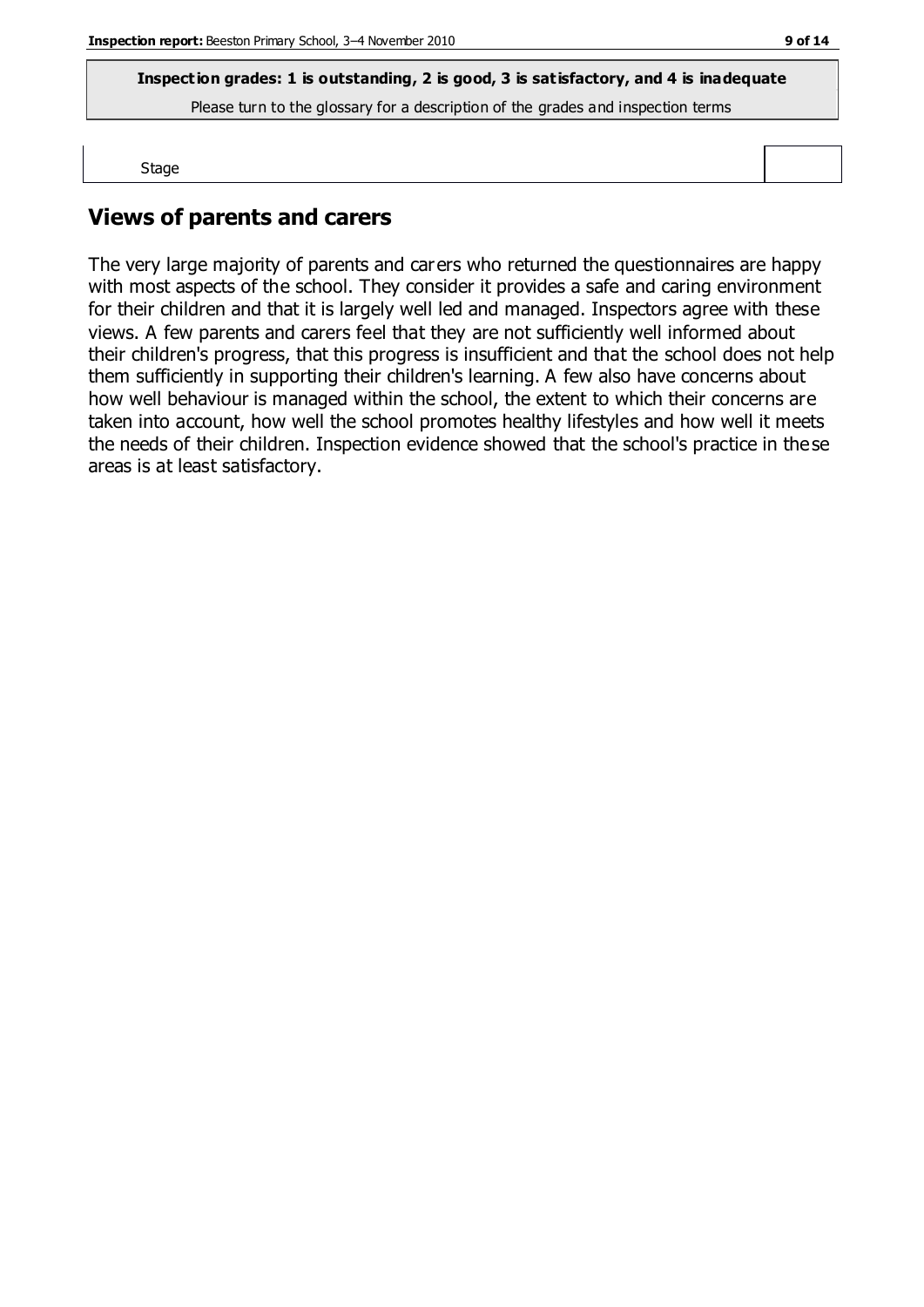**Inspection grades: 1 is outstanding, 2 is good, 3 is satisfactory, and 4 is inadequate**

Please turn to the glossary for a description of the grades and inspection terms

| Stage | |
|---|---|

## Views of parents and carers

The very large majority of parents and carers who returned the questionnaires are happy with most aspects of the school. They consider it provides a safe and caring environment for their children and that it is largely well led and managed. Inspectors agree with these views. A few parents and carers feel that they are not sufficiently well informed about their children's progress, that this progress is insufficient and that the school does not help them sufficiently in supporting their children's learning. A few also have concerns about how well behaviour is managed within the school, the extent to which their concerns are taken into account, how well the school promotes healthy lifestyles and how well it meets the needs of their children. Inspection evidence showed that the school's practice in these areas is at least satisfactory.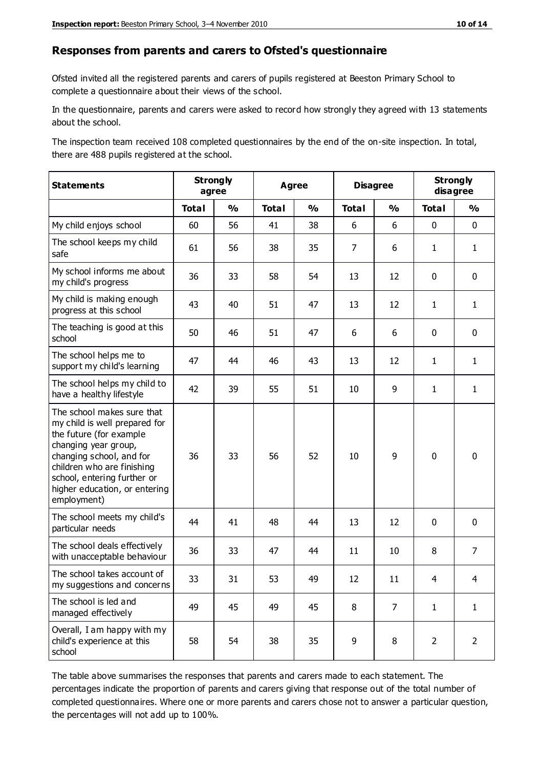## Responses from parents and carers to Ofsted's questionnaire

Ofsted invited all the registered parents and carers of pupils registered at Beeston Primary School to complete a questionnaire about their views of the school.

In the questionnaire, parents and carers were asked to record how strongly they agreed with 13 statements about the school.

The inspection team received 108 completed questionnaires by the end of the on-site inspection. In total, there are 488 pupils registered at the school.

| Statements | Strongly agree | | Agree | | Disagree | | Strongly disagree | |
|---|---|---|---|---|---|---|---|---|
| | Total | % | Total | % | Total | % | Total | % |
| My child enjoys school | 60 | 56 | 41 | 38 | 6 | 6 | 0 | 0 |
| The school keeps my child safe | 61 | 56 | 38 | 35 | 7 | 6 | 1 | 1 |
| My school informs me about my child's progress | 36 | 33 | 58 | 54 | 13 | 12 | 0 | 0 |
| My child is making enough progress at this school | 43 | 40 | 51 | 47 | 13 | 12 | 1 | 1 |
| The teaching is good at this school | 50 | 46 | 51 | 47 | 6 | 6 | 0 | 0 |
| The school helps me to support my child's learning | 47 | 44 | 46 | 43 | 13 | 12 | 1 | 1 |
| The school helps my child to have a healthy lifestyle | 42 | 39 | 55 | 51 | 10 | 9 | 1 | 1 |
| The school makes sure that my child is well prepared for the future (for example changing year group, changing school, and for children who are finishing school, entering further or higher education, or entering employment) | 36 | 33 | 56 | 52 | 10 | 9 | 0 | 0 |
| The school meets my child's particular needs | 44 | 41 | 48 | 44 | 13 | 12 | 0 | 0 |
| The school deals effectively with unacceptable behaviour | 36 | 33 | 47 | 44 | 11 | 10 | 8 | 7 |
| The school takes account of my suggestions and concerns | 33 | 31 | 53 | 49 | 12 | 11 | 4 | 4 |
| The school is led and managed effectively | 49 | 45 | 49 | 45 | 8 | 7 | 1 | 1 |
| Overall, I am happy with my child's experience at this school | 58 | 54 | 38 | 35 | 9 | 8 | 2 | 2 |

The table above summarises the responses that parents and carers made to each statement. The percentages indicate the proportion of parents and carers giving that response out of the total number of completed questionnaires. Where one or more parents and carers chose not to answer a particular question, the percentages will not add up to 100%.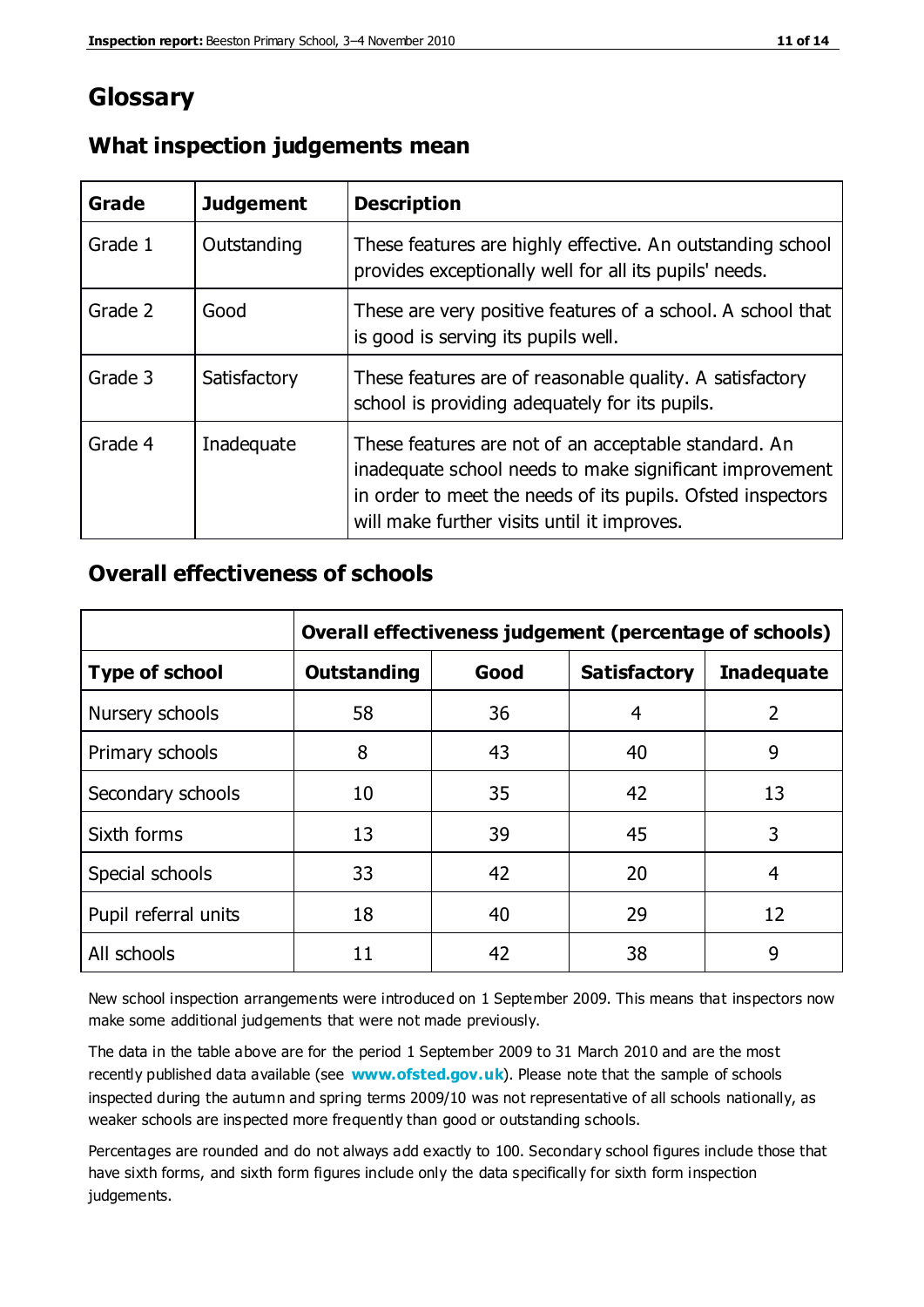# Glossary

## What inspection judgements mean

| Grade | Judgement | Description |
| --- | --- | --- |
| Grade 1 | Outstanding | These features are highly effective. An outstanding school provides exceptionally well for all its pupils' needs. |
| Grade 2 | Good | These are very positive features of a school. A school that is good is serving its pupils well. |
| Grade 3 | Satisfactory | These features are of reasonable quality. A satisfactory school is providing adequately for its pupils. |
| Grade 4 | Inadequate | These features are not of an acceptable standard. An inadequate school needs to make significant improvement in order to meet the needs of its pupils. Ofsted inspectors will make further visits until it improves. |

## Overall effectiveness of schools

| | Overall effectiveness judgement (percentage of schools) | | | |
| --- | --- | --- | --- | --- |
| **Type of school** | **Outstanding** | **Good** | **Satisfactory** | **Inadequate** |
| Nursery schools | 58 | 36 | 4 | 2 |
| Primary schools | 8 | 43 | 40 | 9 |
| Secondary schools | 10 | 35 | 42 | 13 |
| Sixth forms | 13 | 39 | 45 | 3 |
| Special schools | 33 | 42 | 20 | 4 |
| Pupil referral units | 18 | 40 | 29 | 12 |
| All schools | 11 | 42 | 38 | 9 |

New school inspection arrangements were introduced on 1 September 2009. This means that inspectors now make some additional judgements that were not made previously.

The data in the table above are for the period 1 September 2009 to 31 March 2010 and are the most recently published data available (see **www.ofsted.gov.uk**). Please note that the sample of schools inspected during the autumn and spring terms 2009/10 was not representative of all schools nationally, as weaker schools are inspected more frequently than good or outstanding schools.

Percentages are rounded and do not always add exactly to 100. Secondary school figures include those that have sixth forms, and sixth form figures include only the data specifically for sixth form inspection judgements.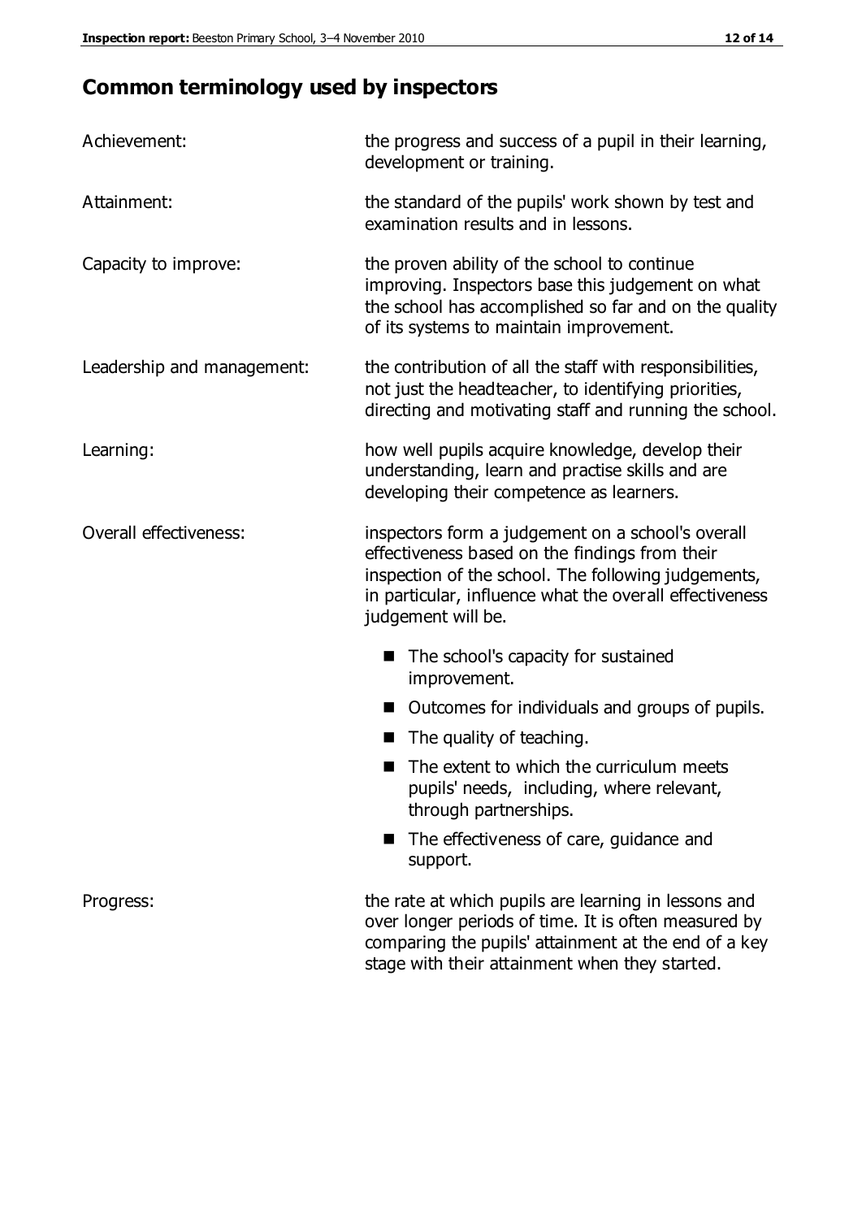## Common terminology used by inspectors

| | |
|---|---|
| Achievement: | the progress and success of a pupil in their learning, development or training. |
| Attainment: | the standard of the pupils' work shown by test and examination results and in lessons. |
| Capacity to improve: | the proven ability of the school to continue improving. Inspectors base this judgement on what the school has accomplished so far and on the quality of its systems to maintain improvement. |
| Leadership and management: | the contribution of all the staff with responsibilities, not just the headteacher, to identifying priorities, directing and motivating staff and running the school. |
| Learning: | how well pupils acquire knowledge, develop their understanding, learn and practise skills and are developing their competence as learners. |
| Overall effectiveness: | inspectors form a judgement on a school's overall effectiveness based on the findings from their inspection of the school. The following judgements, in particular, influence what the overall effectiveness judgement will be.<br>■ The school's capacity for sustained improvement.<br>■ Outcomes for individuals and groups of pupils.<br>■ The quality of teaching.<br>■ The extent to which the curriculum meets pupils' needs, including, where relevant, through partnerships.<br>■ The effectiveness of care, guidance and support. |
| Progress: | the rate at which pupils are learning in lessons and over longer periods of time. It is often measured by comparing the pupils' attainment at the end of a key stage with their attainment when they started. |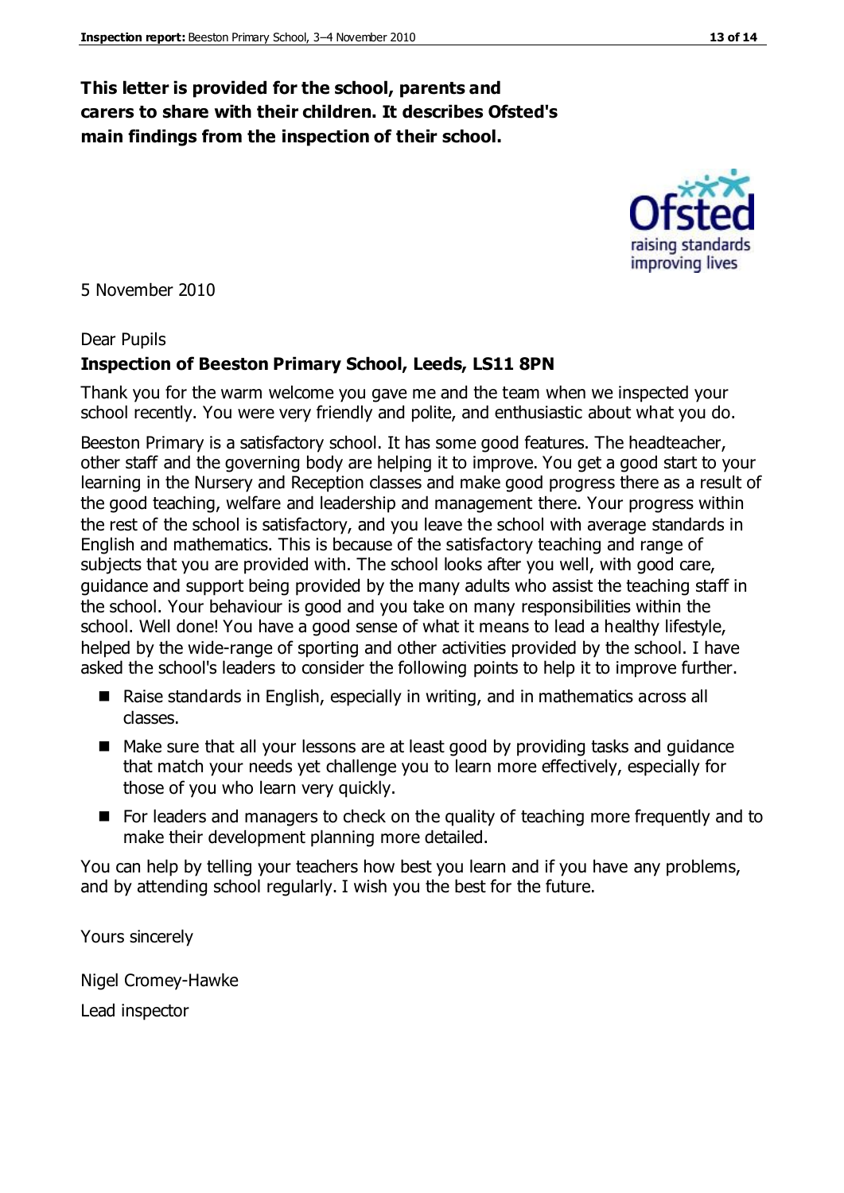**This letter is provided for the school, parents and carers to share with their children. It describes Ofsted's main findings from the inspection of their school.**

5 November 2010

Dear Pupils

**Inspection of Beeston Primary School, Leeds, LS11 8PN**

Thank you for the warm welcome you gave me and the team when we inspected your school recently. You were very friendly and polite, and enthusiastic about what you do.

Beeston Primary is a satisfactory school. It has some good features. The headteacher, other staff and the governing body are helping it to improve. You get a good start to your learning in the Nursery and Reception classes and make good progress there as a result of the good teaching, welfare and leadership and management there. Your progress within the rest of the school is satisfactory, and you leave the school with average standards in English and mathematics. This is because of the satisfactory teaching and range of subjects that you are provided with. The school looks after you well, with good care, guidance and support being provided by the many adults who assist the teaching staff in the school. Your behaviour is good and you take on many responsibilities within the school. Well done! You have a good sense of what it means to lead a healthy lifestyle, helped by the wide-range of sporting and other activities provided by the school. I have asked the school's leaders to consider the following points to help it to improve further.

- Raise standards in English, especially in writing, and in mathematics across all classes.
- Make sure that all your lessons are at least good by providing tasks and guidance that match your needs yet challenge you to learn more effectively, especially for those of you who learn very quickly.
- For leaders and managers to check on the quality of teaching more frequently and to make their development planning more detailed.

You can help by telling your teachers how best you learn and if you have any problems, and by attending school regularly. I wish you the best for the future.

Yours sincerely

Nigel Cromey-Hawke

Lead inspector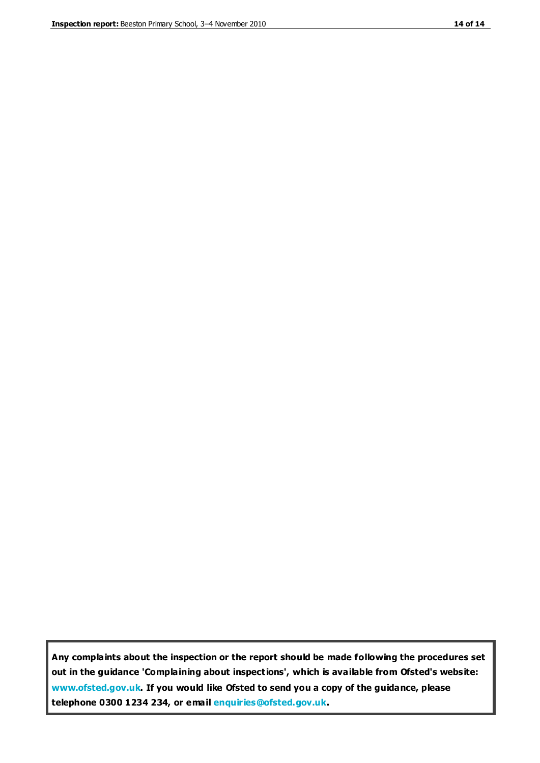**Any complaints about the inspection or the report should be made following the procedures set out in the guidance 'Complaining about inspections', which is available from Ofsted's website: www.ofsted.gov.uk. If you would like Ofsted to send you a copy of the guidance, please telephone 0300 1234 234, or email enquiries@ofsted.gov.uk.**